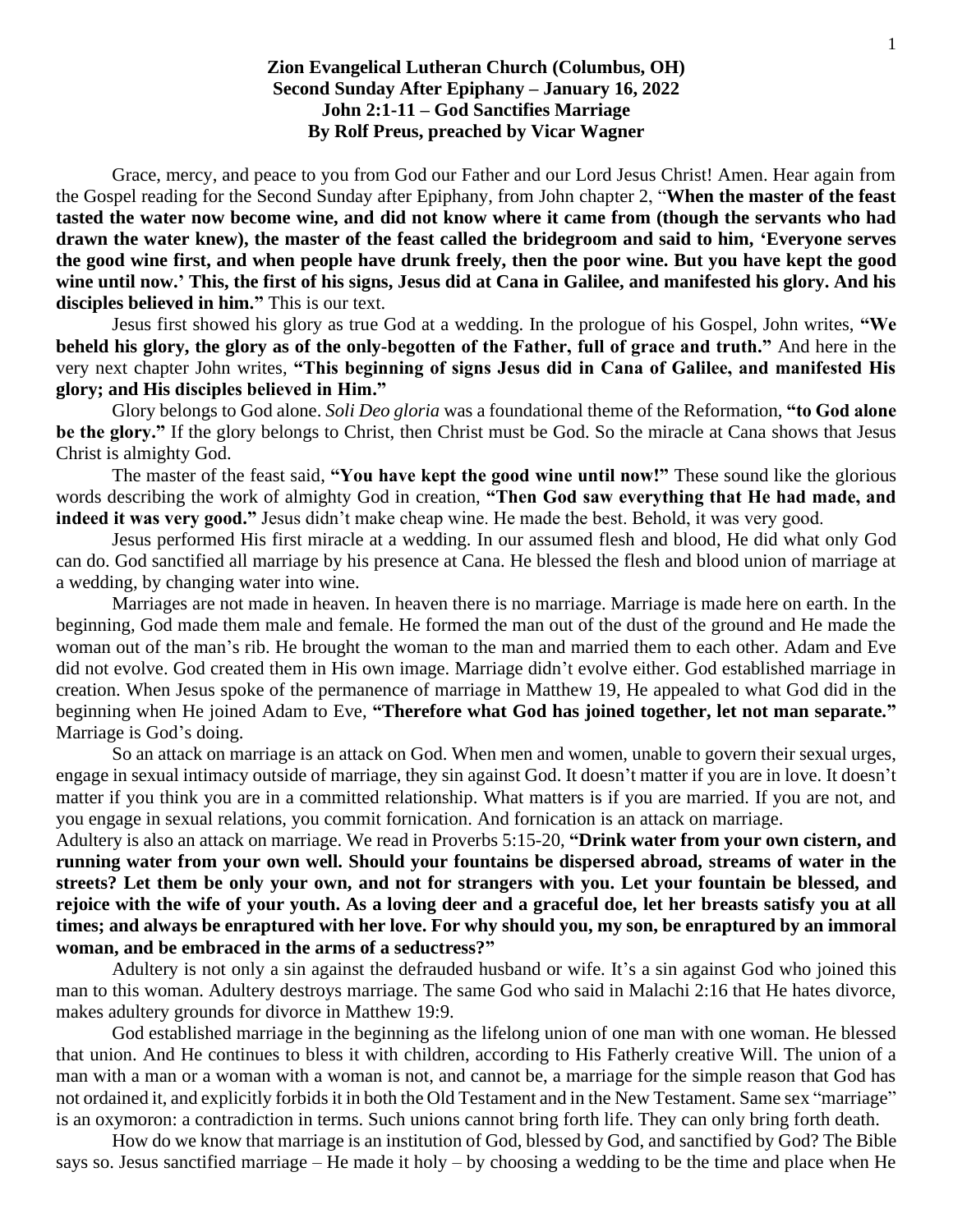**Zion Evangelical Lutheran Church (Columbus, OH)**
**Second Sunday After Epiphany – January 16, 2022**
**John 2:1-11 – God Sanctifies Marriage**
**By Rolf Preus, preached by Vicar Wagner**

Grace, mercy, and peace to you from God our Father and our Lord Jesus Christ! Amen. Hear again from the Gospel reading for the Second Sunday after Epiphany, from John chapter 2, "**When the master of the feast tasted the water now become wine, and did not know where it came from (though the servants who had drawn the water knew), the master of the feast called the bridegroom and said to him, 'Everyone serves the good wine first, and when people have drunk freely, then the poor wine. But you have kept the good wine until now.' This, the first of his signs, Jesus did at Cana in Galilee, and manifested his glory. And his disciples believed in him."** This is our text.

Jesus first showed his glory as true God at a wedding. In the prologue of his Gospel, John writes, **"We beheld his glory, the glory as of the only-begotten of the Father, full of grace and truth."** And here in the very next chapter John writes, **"This beginning of signs Jesus did in Cana of Galilee, and manifested His glory; and His disciples believed in Him."**

Glory belongs to God alone. *Soli Deo gloria* was a foundational theme of the Reformation, **"to God alone be the glory."** If the glory belongs to Christ, then Christ must be God. So the miracle at Cana shows that Jesus Christ is almighty God.

The master of the feast said, **"You have kept the good wine until now!"** These sound like the glorious words describing the work of almighty God in creation, **"Then God saw everything that He had made, and indeed it was very good."** Jesus didn't make cheap wine. He made the best. Behold, it was very good.

Jesus performed His first miracle at a wedding. In our assumed flesh and blood, He did what only God can do. God sanctified all marriage by his presence at Cana. He blessed the flesh and blood union of marriage at a wedding, by changing water into wine.

Marriages are not made in heaven. In heaven there is no marriage. Marriage is made here on earth. In the beginning, God made them male and female. He formed the man out of the dust of the ground and He made the woman out of the man's rib. He brought the woman to the man and married them to each other. Adam and Eve did not evolve. God created them in His own image. Marriage didn't evolve either. God established marriage in creation. When Jesus spoke of the permanence of marriage in Matthew 19, He appealed to what God did in the beginning when He joined Adam to Eve, **"Therefore what God has joined together, let not man separate."** Marriage is God's doing.

So an attack on marriage is an attack on God. When men and women, unable to govern their sexual urges, engage in sexual intimacy outside of marriage, they sin against God. It doesn't matter if you are in love. It doesn't matter if you think you are in a committed relationship. What matters is if you are married. If you are not, and you engage in sexual relations, you commit fornication. And fornication is an attack on marriage.

Adultery is also an attack on marriage. We read in Proverbs 5:15-20, **"Drink water from your own cistern, and running water from your own well. Should your fountains be dispersed abroad, streams of water in the streets? Let them be only your own, and not for strangers with you. Let your fountain be blessed, and rejoice with the wife of your youth. As a loving deer and a graceful doe, let her breasts satisfy you at all times; and always be enraptured with her love. For why should you, my son, be enraptured by an immoral woman, and be embraced in the arms of a seductress?"**

Adultery is not only a sin against the defrauded husband or wife. It's a sin against God who joined this man to this woman. Adultery destroys marriage. The same God who said in Malachi 2:16 that He hates divorce, makes adultery grounds for divorce in Matthew 19:9.

God established marriage in the beginning as the lifelong union of one man with one woman. He blessed that union. And He continues to bless it with children, according to His Fatherly creative Will. The union of a man with a man or a woman with a woman is not, and cannot be, a marriage for the simple reason that God has not ordained it, and explicitly forbids it in both the Old Testament and in the New Testament. Same sex "marriage" is an oxymoron: a contradiction in terms. Such unions cannot bring forth life. They can only bring forth death.

How do we know that marriage is an institution of God, blessed by God, and sanctified by God? The Bible says so. Jesus sanctified marriage – He made it holy – by choosing a wedding to be the time and place when He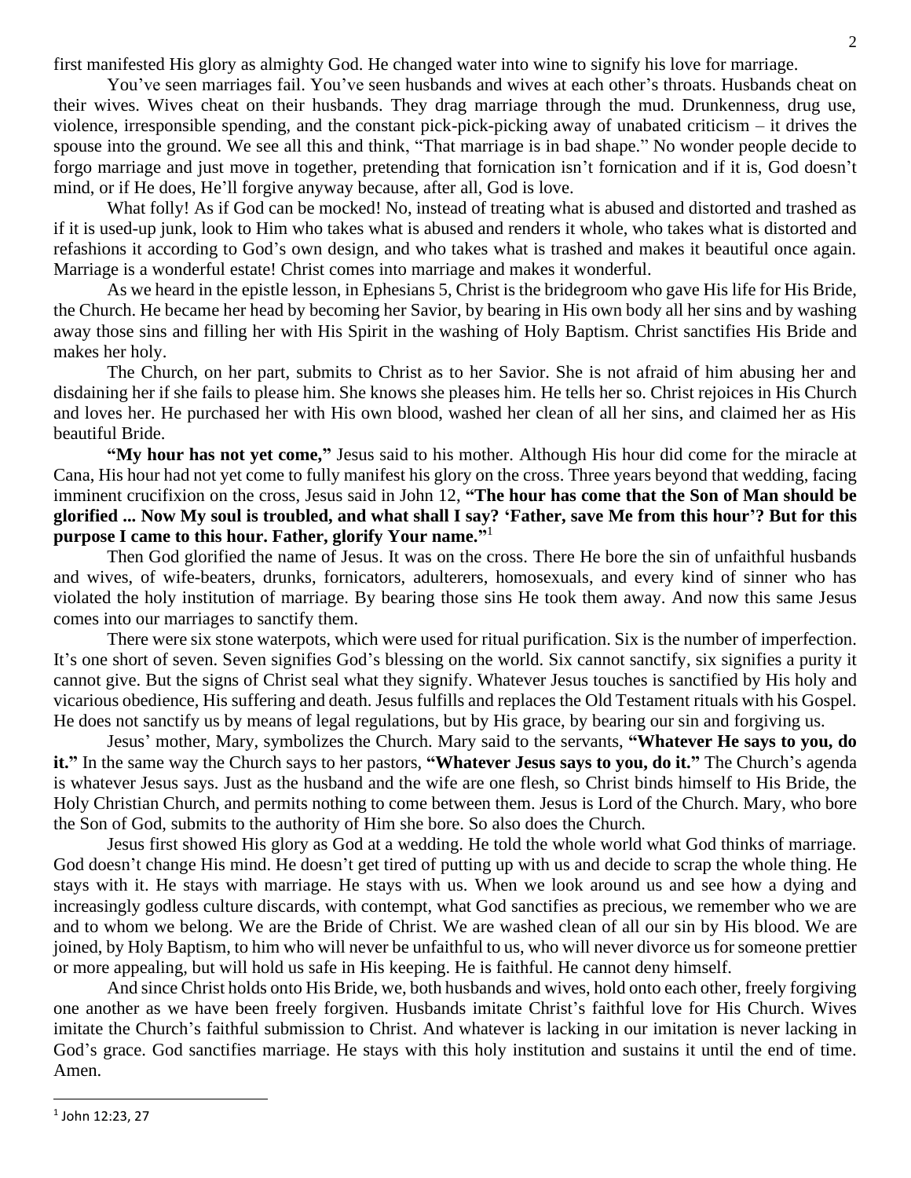first manifested His glory as almighty God. He changed water into wine to signify his love for marriage.

You've seen marriages fail. You've seen husbands and wives at each other's throats. Husbands cheat on their wives. Wives cheat on their husbands. They drag marriage through the mud. Drunkenness, drug use, violence, irresponsible spending, and the constant pick-pick-picking away of unabated criticism – it drives the spouse into the ground. We see all this and think, "That marriage is in bad shape." No wonder people decide to forgo marriage and just move in together, pretending that fornication isn't fornication and if it is, God doesn't mind, or if He does, He'll forgive anyway because, after all, God is love.

What folly! As if God can be mocked! No, instead of treating what is abused and distorted and trashed as if it is used-up junk, look to Him who takes what is abused and renders it whole, who takes what is distorted and refashions it according to God's own design, and who takes what is trashed and makes it beautiful once again. Marriage is a wonderful estate! Christ comes into marriage and makes it wonderful.

As we heard in the epistle lesson, in Ephesians 5, Christ is the bridegroom who gave His life for His Bride, the Church. He became her head by becoming her Savior, by bearing in His own body all her sins and by washing away those sins and filling her with His Spirit in the washing of Holy Baptism. Christ sanctifies His Bride and makes her holy.

The Church, on her part, submits to Christ as to her Savior. She is not afraid of him abusing her and disdaining her if she fails to please him. She knows she pleases him. He tells her so. Christ rejoices in His Church and loves her. He purchased her with His own blood, washed her clean of all her sins, and claimed her as His beautiful Bride.

**"My hour has not yet come,"** Jesus said to his mother. Although His hour did come for the miracle at Cana, His hour had not yet come to fully manifest his glory on the cross. Three years beyond that wedding, facing imminent crucifixion on the cross, Jesus said in John 12, **"The hour has come that the Son of Man should be glorified ... Now My soul is troubled, and what shall I say? 'Father, save Me from this hour'? But for this purpose I came to this hour. Father, glorify Your name."**[1]

Then God glorified the name of Jesus. It was on the cross. There He bore the sin of unfaithful husbands and wives, of wife-beaters, drunks, fornicators, adulterers, homosexuals, and every kind of sinner who has violated the holy institution of marriage. By bearing those sins He took them away. And now this same Jesus comes into our marriages to sanctify them.

There were six stone waterpots, which were used for ritual purification. Six is the number of imperfection. It's one short of seven. Seven signifies God's blessing on the world. Six cannot sanctify, six signifies a purity it cannot give. But the signs of Christ seal what they signify. Whatever Jesus touches is sanctified by His holy and vicarious obedience, His suffering and death. Jesus fulfills and replaces the Old Testament rituals with his Gospel. He does not sanctify us by means of legal regulations, but by His grace, by bearing our sin and forgiving us.

Jesus' mother, Mary, symbolizes the Church. Mary said to the servants, **"Whatever He says to you, do it."** In the same way the Church says to her pastors, **"Whatever Jesus says to you, do it."** The Church's agenda is whatever Jesus says. Just as the husband and the wife are one flesh, so Christ binds himself to His Bride, the Holy Christian Church, and permits nothing to come between them. Jesus is Lord of the Church. Mary, who bore the Son of God, submits to the authority of Him she bore. So also does the Church.

Jesus first showed His glory as God at a wedding. He told the whole world what God thinks of marriage. God doesn't change His mind. He doesn't get tired of putting up with us and decide to scrap the whole thing. He stays with it. He stays with marriage. He stays with us. When we look around us and see how a dying and increasingly godless culture discards, with contempt, what God sanctifies as precious, we remember who we are and to whom we belong. We are the Bride of Christ. We are washed clean of all our sin by His blood. We are joined, by Holy Baptism, to him who will never be unfaithful to us, who will never divorce us for someone prettier or more appealing, but will hold us safe in His keeping. He is faithful. He cannot deny himself.

And since Christ holds onto His Bride, we, both husbands and wives, hold onto each other, freely forgiving one another as we have been freely forgiven. Husbands imitate Christ's faithful love for His Church. Wives imitate the Church's faithful submission to Christ. And whatever is lacking in our imitation is never lacking in God's grace. God sanctifies marriage. He stays with this holy institution and sustains it until the end of time. Amen.

---

[1] John 12:23, 27